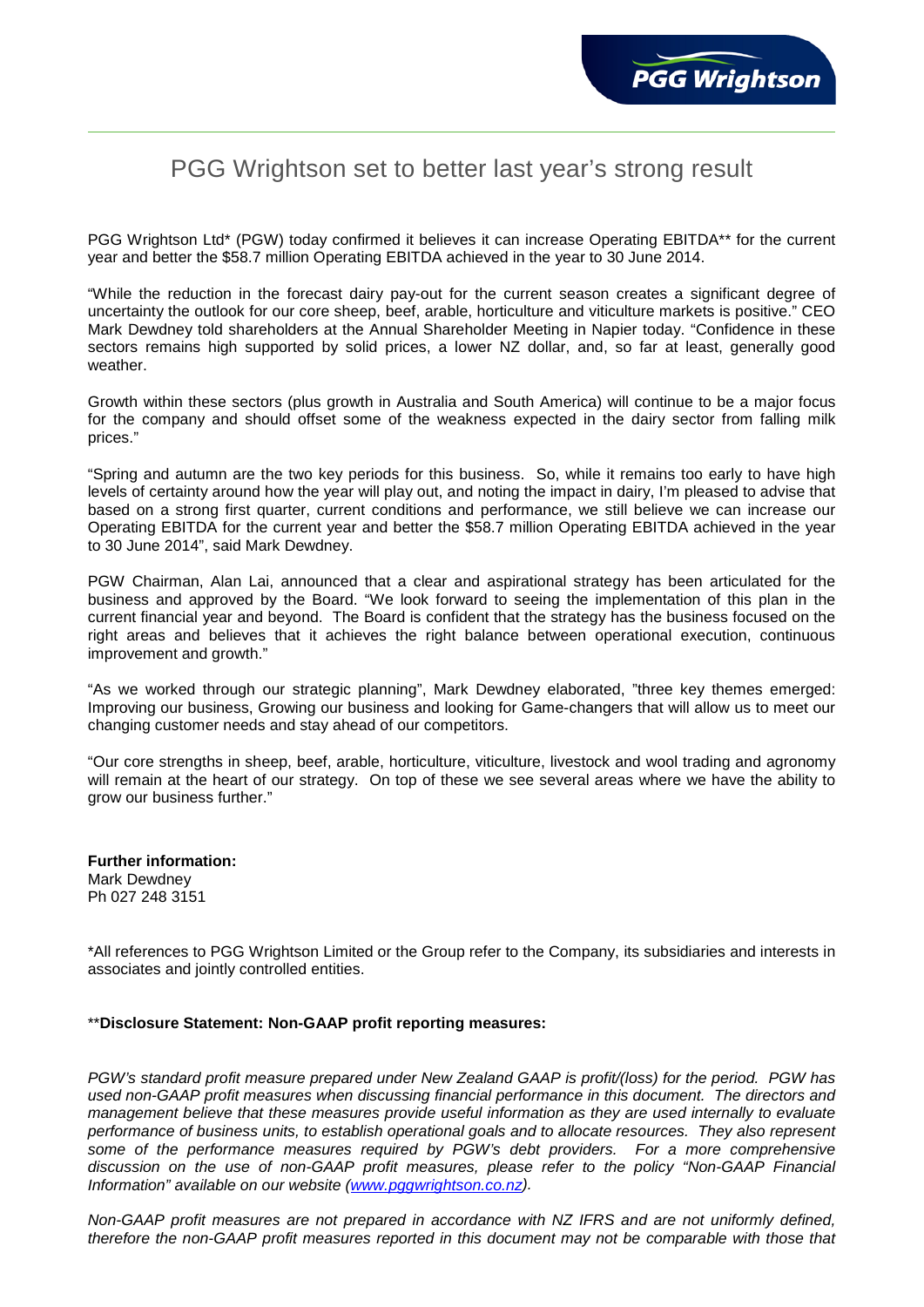# PGG Wrightson set to better last year's strong result

PGG Wrightson Ltd* (PGW) today confirmed it believes it can increase Operating EBITDA** for the current year and better the $58.7 million Operating EBITDA achieved in the year to 30 June 2014.

"While the reduction in the forecast dairy pay-out for the current season creates a significant degree of uncertainty the outlook for our core sheep, beef, arable, horticulture and viticulture markets is positive." CEO Mark Dewdney told shareholders at the Annual Shareholder Meeting in Napier today. "Confidence in these sectors remains high supported by solid prices, a lower NZ dollar, and, so far at least, generally good weather.

Growth within these sectors (plus growth in Australia and South America) will continue to be a major focus for the company and should offset some of the weakness expected in the dairy sector from falling milk prices."

"Spring and autumn are the two key periods for this business. So, while it remains too early to have high levels of certainty around how the year will play out, and noting the impact in dairy, I'm pleased to advise that based on a strong first quarter, current conditions and performance, we still believe we can increase our Operating EBITDA for the current year and better the $58.7 million Operating EBITDA achieved in the year to 30 June 2014", said Mark Dewdney.

PGW Chairman, Alan Lai, announced that a clear and aspirational strategy has been articulated for the business and approved by the Board. "We look forward to seeing the implementation of this plan in the current financial year and beyond. The Board is confident that the strategy has the business focused on the right areas and believes that it achieves the right balance between operational execution, continuous improvement and growth."

"As we worked through our strategic planning", Mark Dewdney elaborated, "three key themes emerged: Improving our business, Growing our business and looking for Game-changers that will allow us to meet our changing customer needs and stay ahead of our competitors.

"Our core strengths in sheep, beef, arable, horticulture, viticulture, livestock and wool trading and agronomy will remain at the heart of our strategy. On top of these we see several areas where we have the ability to grow our business further."

**Further information:**
Mark Dewdney
Ph 027 248 3151

*All references to PGG Wrightson Limited or the Group refer to the Company, its subsidiaries and interests in associates and jointly controlled entities.

****Disclosure Statement: Non-GAAP profit reporting measures:**

*PGW's standard profit measure prepared under New Zealand GAAP is profit/(loss) for the period. PGW has used non-GAAP profit measures when discussing financial performance in this document. The directors and management believe that these measures provide useful information as they are used internally to evaluate performance of business units, to establish operational goals and to allocate resources. They also represent some of the performance measures required by PGW's debt providers. For a more comprehensive discussion on the use of non-GAAP profit measures, please refer to the policy "Non-GAAP Financial Information" available on our website (www.pggwrightson.co.nz).*

*Non-GAAP profit measures are not prepared in accordance with NZ IFRS and are not uniformly defined, therefore the non-GAAP profit measures reported in this document may not be comparable with those that*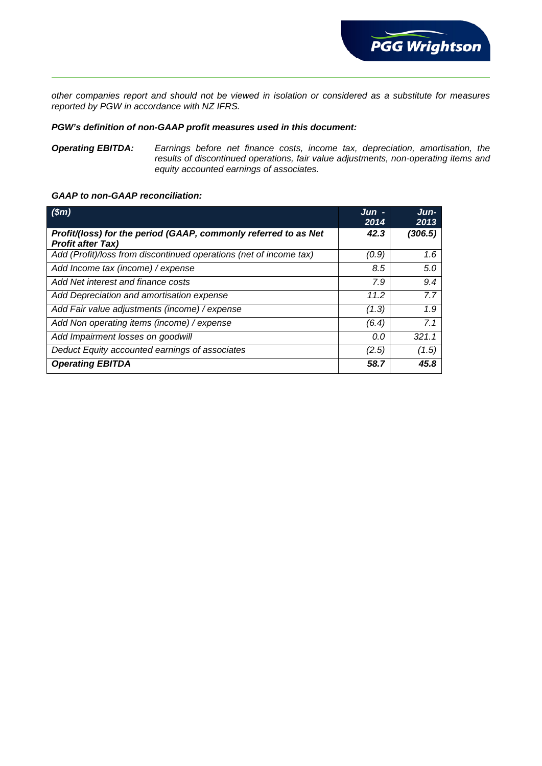*other companies report and should not be viewed in isolation or considered as a substitute for measures reported by PGW in accordance with NZ IFRS.*

***PGW's definition of non-GAAP profit measures used in this document:***

***Operating EBITDA:*** *Earnings before net finance costs, income tax, depreciation, amortisation, the results of discontinued operations, fair value adjustments, non-operating items and equity accounted earnings of associates.*

***GAAP to non-GAAP reconciliation:***

| *($m)* | *Jun - 2014* | *Jun- 2013* |
|---|---|---|
| ***Profit/(loss) for the period (GAAP, commonly referred to as Net Profit after Tax)*** | ***42.3*** | ***(306.5)*** |
| *Add (Profit)/loss from discontinued operations (net of income tax)* | *(0.9)* | *1.6* |
| *Add Income tax (income) / expense* | *8.5* | *5.0* |
| *Add Net interest and finance costs* | *7.9* | *9.4* |
| *Add Depreciation and amortisation expense* | *11.2* | *7.7* |
| *Add Fair value adjustments (income) / expense* | *(1.3)* | *1.9* |
| *Add Non operating items (income) / expense* | *(6.4)* | *7.1* |
| *Add Impairment losses on goodwill* | *0.0* | *321.1* |
| *Deduct Equity accounted earnings of associates* | *(2.5)* | *(1.5)* |
| ***Operating EBITDA*** | ***58.7*** | ***45.8*** |